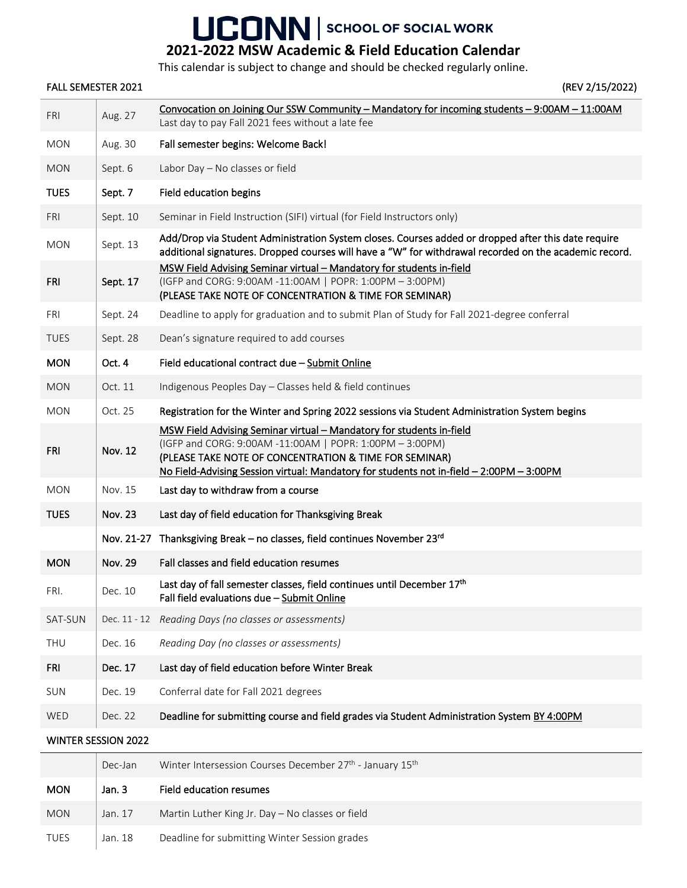# UCONN | SCHOOL OF SOCIAL WORK

## 2021-2022 MSW Academic & Field Education Calendar

This calendar is subject to change and should be checked regularly online.

FALL SEMESTER 2021 (REV 2/15/2022)

| Day | Date | Event |
|---|---|---|
| FRI | Aug. 27 | Convocation on Joining Our SSW Community – Mandatory for incoming students – 9:00AM – 11:00AM<br>Last day to pay Fall 2021 fees without a late fee |
| MON | Aug. 30 | Fall semester begins: Welcome Back! |
| MON | Sept. 6 | Labor Day – No classes or field |
| **TUES** | **Sept. 7** | **Field education begins** |
| FRI | Sept. 10 | Seminar in Field Instruction (SIFI) virtual (for Field Instructors only) |
| MON | Sept. 13 | Add/Drop via Student Administration System closes. Courses added or dropped after this date require additional signatures. Dropped courses will have a "W" for withdrawal recorded on the academic record. |
| **FRI** | **Sept. 17** | MSW Field Advising Seminar virtual – Mandatory for students in-field<br>(IGFP and CORG: 9:00AM -11:00AM \| POPR: 1:00PM – 3:00PM)<br>**(PLEASE TAKE NOTE OF CONCENTRATION & TIME FOR SEMINAR)** |
| FRI | Sept. 24 | Deadline to apply for graduation and to submit Plan of Study for Fall 2021-degree conferral |
| TUES | Sept. 28 | Dean's signature required to add courses |
| **MON** | **Oct. 4** | **Field educational contract due – Submit Online** |
| MON | Oct. 11 | Indigenous Peoples Day – Classes held & field continues |
| MON | Oct. 25 | Registration for the Winter and Spring 2022 sessions via Student Administration System begins |
| **FRI** | **Nov. 12** | MSW Field Advising Seminar virtual – Mandatory for students in-field<br>(IGFP and CORG: 9:00AM -11:00AM \| POPR: 1:00PM – 3:00PM)<br>**(PLEASE TAKE NOTE OF CONCENTRATION & TIME FOR SEMINAR)**<br>No Field-Advising Session virtual: Mandatory for students not in-field – 2:00PM – 3:00PM |
| MON | Nov. 15 | Last day to withdraw from a course |
| **TUES** | **Nov. 23** | **Last day of field education for Thanksgiving Break** |
| | **Nov. 21-27** | **Thanksgiving Break – no classes, field continues November 23rd** |
| **MON** | **Nov. 29** | **Fall classes and field education resumes** |
| FRI. | Dec. 10 | Last day of fall semester classes, field continues until December 17th<br>Fall field evaluations due – Submit Online |
| SAT-SUN | Dec. 11 - 12 | *Reading Days (no classes or assessments)* |
| THU | Dec. 16 | *Reading Day (no classes or assessments)* |
| **FRI** | **Dec. 17** | **Last day of field education before Winter Break** |
| SUN | Dec. 19 | Conferral date for Fall 2021 degrees |
| WED | Dec. 22 | Deadline for submitting course and field grades via Student Administration System BY 4:00PM |

WINTER SESSION 2022

| Day | Date | Event |
|---|---|---|
| | Dec-Jan | Winter Intersession Courses December 27th - January 15th |
| **MON** | **Jan. 3** | **Field education resumes** |
| MON | Jan. 17 | Martin Luther King Jr. Day – No classes or field |
| TUES | Jan. 18 | Deadline for submitting Winter Session grades |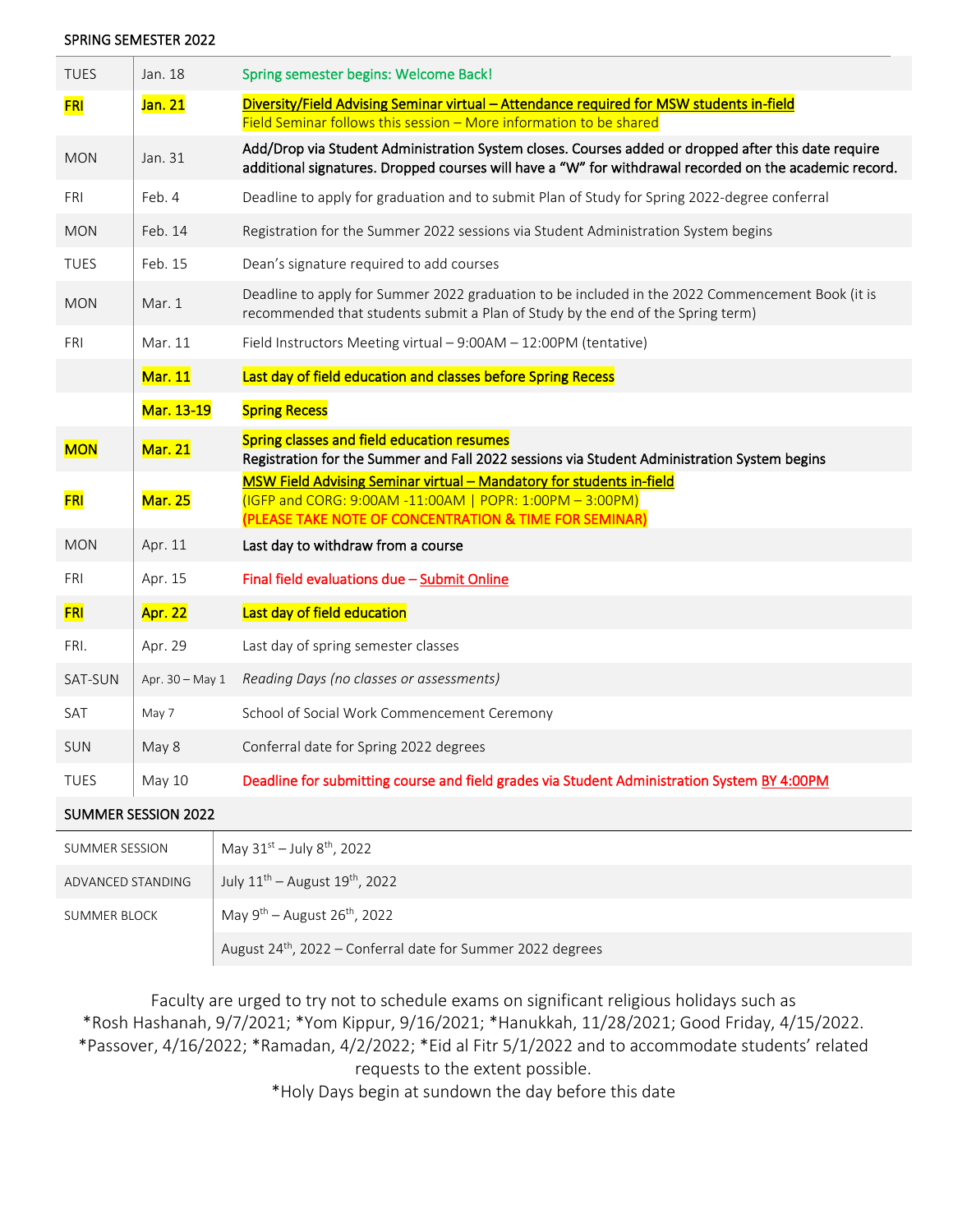SPRING SEMESTER 2022

| | | |
|---|---|---|
| TUES | Jan. 18 | Spring semester begins: Welcome Back! |
| **FRI** | **Jan. 21** | Diversity/Field Advising Seminar virtual – Attendance required for MSW students in-field<br>Field Seminar follows this session – More information to be shared |
| MON | Jan. 31 | **Add/Drop via Student Administration System closes. Courses added or dropped after this date require additional signatures. Dropped courses will have a "W" for withdrawal recorded on the academic record.** |
| FRI | Feb. 4 | Deadline to apply for graduation and to submit Plan of Study for Spring 2022-degree conferral |
| MON | Feb. 14 | Registration for the Summer 2022 sessions via Student Administration System begins |
| TUES | Feb. 15 | Dean's signature required to add courses |
| MON | Mar. 1 | Deadline to apply for Summer 2022 graduation to be included in the 2022 Commencement Book (it is recommended that students submit a Plan of Study by the end of the Spring term) |
| FRI | Mar. 11 | Field Instructors Meeting virtual – 9:00AM – 12:00PM (tentative) |
| | **Mar. 11** | Last day of field education and classes before Spring Recess |
| | **Mar. 13-19** | Spring Recess |
| **MON** | **Mar. 21** | Spring classes and field education resumes<br>**Registration for the Summer and Fall 2022 sessions via Student Administration System begins** |
| **FRI** | **Mar. 25** | MSW Field Advising Seminar virtual – Mandatory for students in-field<br>(IGFP and CORG: 9:00AM -11:00AM \| POPR: 1:00PM – 3:00PM)<br>(PLEASE TAKE NOTE OF CONCENTRATION & TIME FOR SEMINAR) |
| MON | Apr. 11 | Last day to withdraw from a course |
| FRI | Apr. 15 | Final field evaluations due – Submit Online |
| **FRI** | **Apr. 22** | Last day of field education |
| FRI. | Apr. 29 | Last day of spring semester classes |
| SAT-SUN | Apr. 30 – May 1 | *Reading Days (no classes or assessments)* |
| SAT | May 7 | School of Social Work Commencement Ceremony |
| SUN | May 8 | Conferral date for Spring 2022 degrees |
| TUES | May 10 | Deadline for submitting course and field grades via Student Administration System BY 4:00PM |

SUMMER SESSION 2022

| | |
|---|---|
| SUMMER SESSION | May 31st – July 8th, 2022 |
| ADVANCED STANDING | July 11th – August 19th, 2022 |
| SUMMER BLOCK | May 9th – August 26th, 2022 |
| | August 24th, 2022 – Conferral date for Summer 2022 degrees |

Faculty are urged to try not to schedule exams on significant religious holidays such as *Rosh Hashanah, 9/7/2021; *Yom Kippur, 9/16/2021; *Hanukkah, 11/28/2021; Good Friday, 4/15/2022. *Passover, 4/16/2022; *Ramadan, 4/2/2022; *Eid al Fitr 5/1/2022 and to accommodate students' related requests to the extent possible.

*Holy Days begin at sundown the day before this date